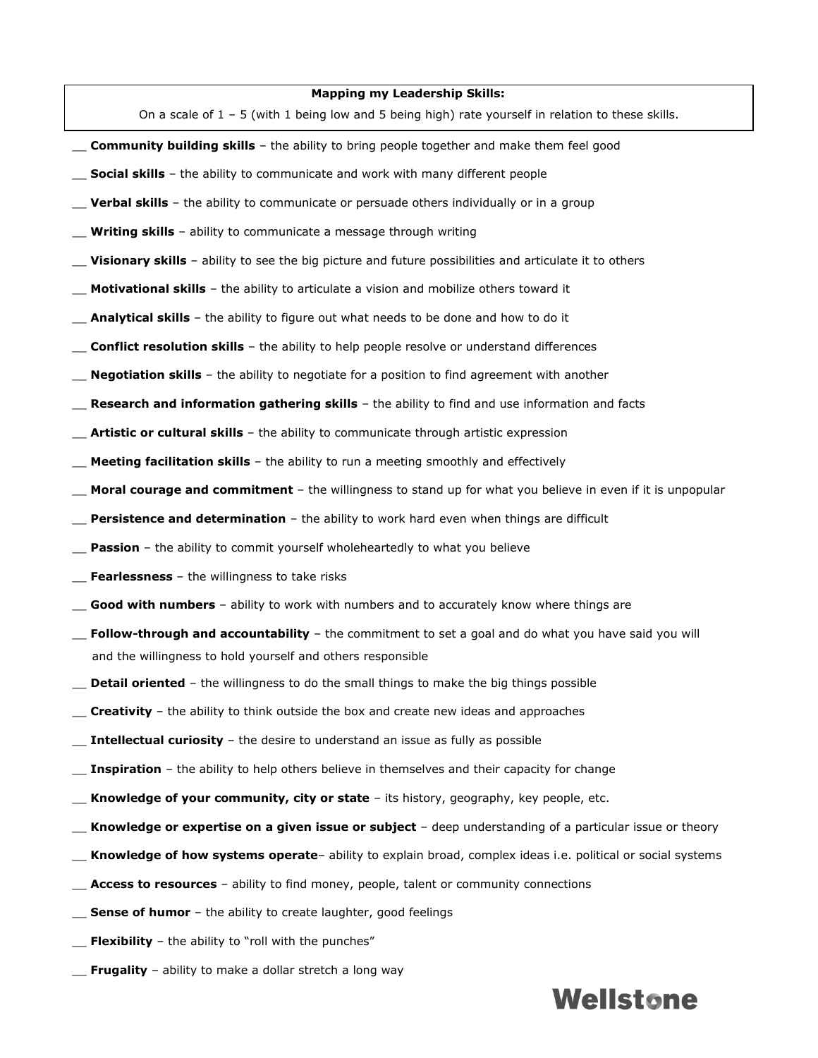**Mapping my Leadership Skills:**

On a scale of 1 – 5 (with 1 being low and 5 being high) rate yourself in relation to these skills.

__ **Community building skills** – the ability to bring people together and make them feel good

__ **Social skills** – the ability to communicate and work with many different people

__ **Verbal skills** – the ability to communicate or persuade others individually or in a group

__ **Writing skills** – ability to communicate a message through writing

__ **Visionary skills** – ability to see the big picture and future possibilities and articulate it to others

__ **Motivational skills** – the ability to articulate a vision and mobilize others toward it

__ **Analytical skills** – the ability to figure out what needs to be done and how to do it

__ **Conflict resolution skills** – the ability to help people resolve or understand differences

__ **Negotiation skills** – the ability to negotiate for a position to find agreement with another

__ **Research and information gathering skills** – the ability to find and use information and facts

__ **Artistic or cultural skills** – the ability to communicate through artistic expression

__ **Meeting facilitation skills** – the ability to run a meeting smoothly and effectively

__ **Moral courage and commitment** – the willingness to stand up for what you believe in even if it is unpopular

__ **Persistence and determination** – the ability to work hard even when things are difficult

__ **Passion** – the ability to commit yourself wholeheartedly to what you believe

__ **Fearlessness** – the willingness to take risks

__ **Good with numbers** – ability to work with numbers and to accurately know where things are

__ **Follow-through and accountability** – the commitment to set a goal and do what you have said you will and the willingness to hold yourself and others responsible

__ **Detail oriented** – the willingness to do the small things to make the big things possible

__ **Creativity** – the ability to think outside the box and create new ideas and approaches

__ **Intellectual curiosity** – the desire to understand an issue as fully as possible

__ **Inspiration** – the ability to help others believe in themselves and their capacity for change

__ **Knowledge of your community, city or state** – its history, geography, key people, etc.

__ **Knowledge or expertise on a given issue or subject** – deep understanding of a particular issue or theory

__ **Knowledge of how systems operate**– ability to explain broad, complex ideas i.e. political or social systems

__ **Access to resources** – ability to find money, people, talent or community connections

__ **Sense of humor** – the ability to create laughter, good feelings

__ **Flexibility** – the ability to "roll with the punches"

__ **Frugality** – ability to make a dollar stretch a long way

Wellstone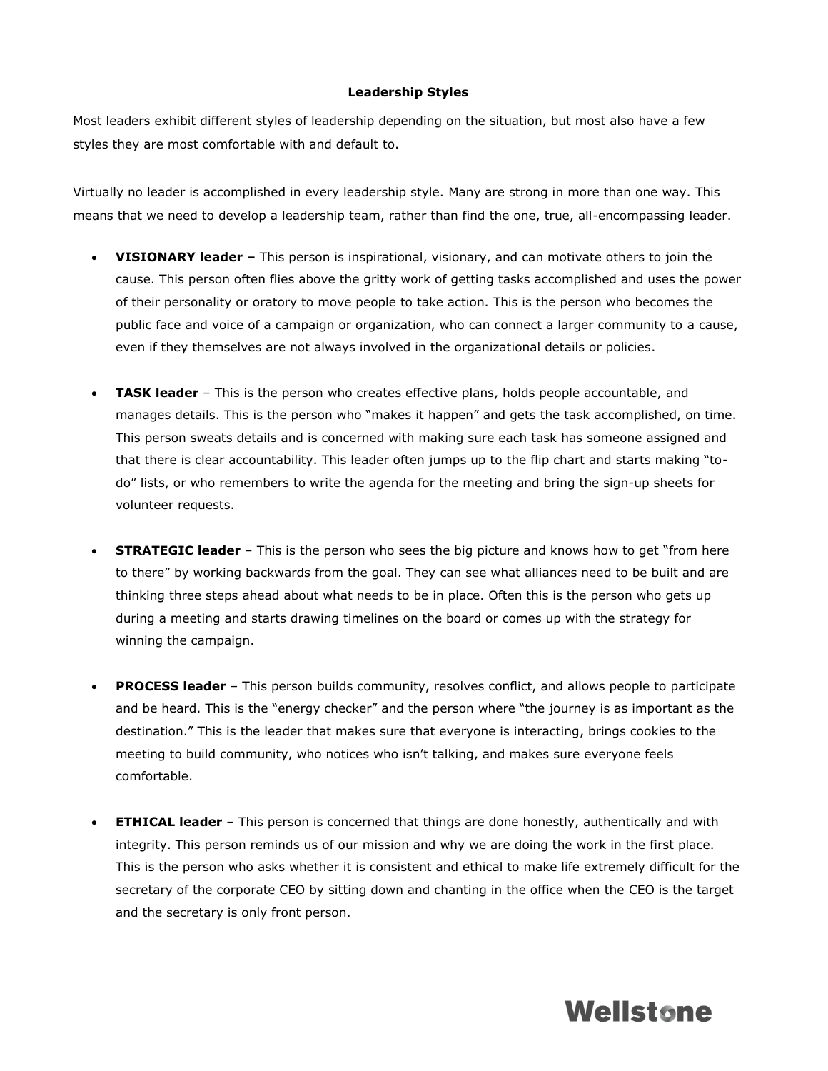**Leadership Styles**

Most leaders exhibit different styles of leadership depending on the situation, but most also have a few styles they are most comfortable with and default to.

Virtually no leader is accomplished in every leadership style. Many are strong in more than one way. This means that we need to develop a leadership team, rather than find the one, true, all-encompassing leader.

- **VISIONARY leader –** This person is inspirational, visionary, and can motivate others to join the cause. This person often flies above the gritty work of getting tasks accomplished and uses the power of their personality or oratory to move people to take action. This is the person who becomes the public face and voice of a campaign or organization, who can connect a larger community to a cause, even if they themselves are not always involved in the organizational details or policies.

- **TASK leader** – This is the person who creates effective plans, holds people accountable, and manages details. This is the person who "makes it happen" and gets the task accomplished, on time. This person sweats details and is concerned with making sure each task has someone assigned and that there is clear accountability. This leader often jumps up to the flip chart and starts making "to-do" lists, or who remembers to write the agenda for the meeting and bring the sign-up sheets for volunteer requests.

- **STRATEGIC leader** – This is the person who sees the big picture and knows how to get "from here to there" by working backwards from the goal. They can see what alliances need to be built and are thinking three steps ahead about what needs to be in place. Often this is the person who gets up during a meeting and starts drawing timelines on the board or comes up with the strategy for winning the campaign.

- **PROCESS leader** – This person builds community, resolves conflict, and allows people to participate and be heard. This is the "energy checker" and the person where "the journey is as important as the destination." This is the leader that makes sure that everyone is interacting, brings cookies to the meeting to build community, who notices who isn't talking, and makes sure everyone feels comfortable.

- **ETHICAL leader** – This person is concerned that things are done honestly, authentically and with integrity. This person reminds us of our mission and why we are doing the work in the first place. This is the person who asks whether it is consistent and ethical to make life extremely difficult for the secretary of the corporate CEO by sitting down and chanting in the office when the CEO is the target and the secretary is only front person.

Wellstone